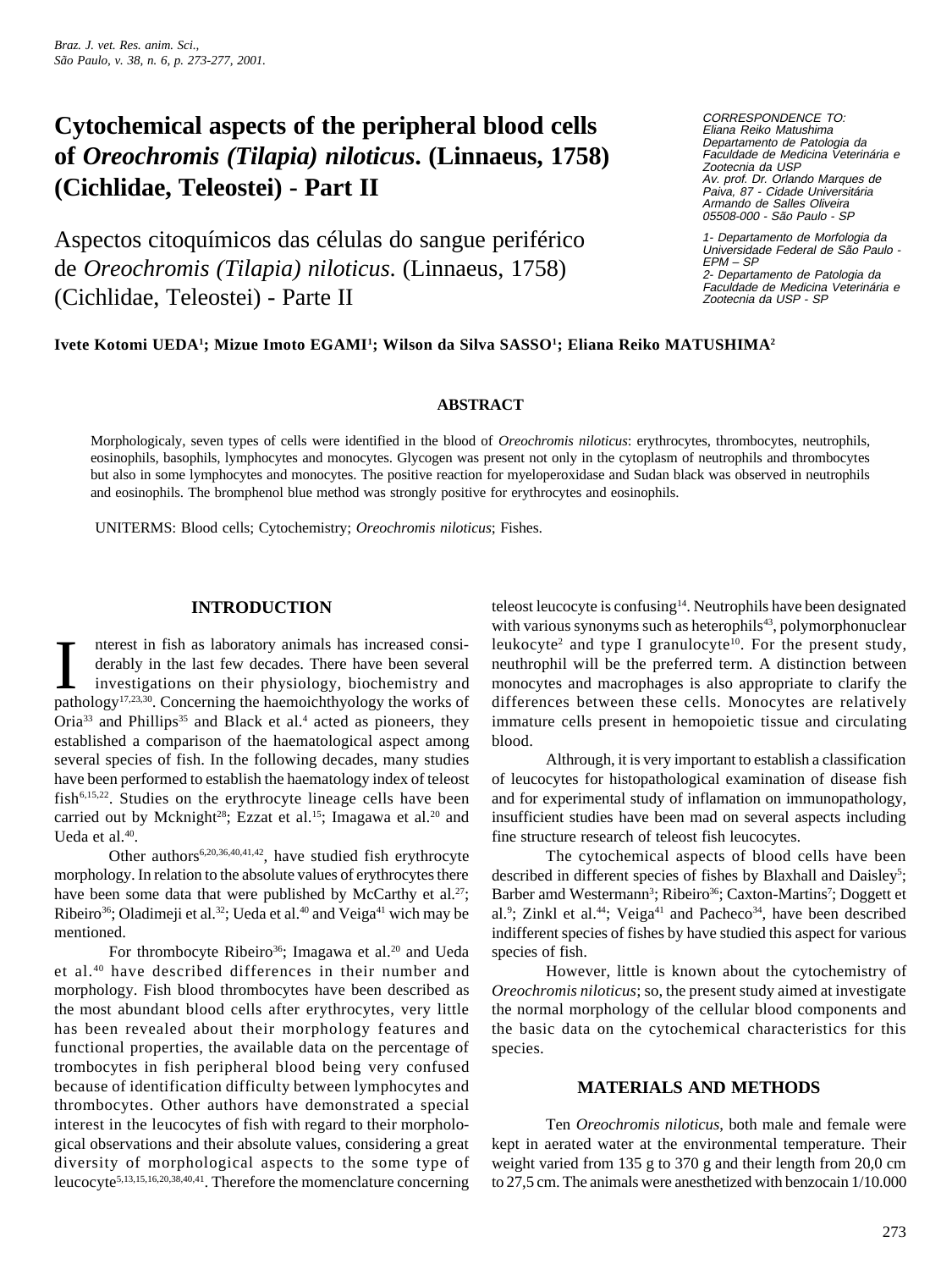# Cytochemical aspects of the peripheral blood cells of *Oreochromis (Tilapia) niloticus*. (Linnaeus, 1758) (Cichlidae, Teleostei) - Part II

## Aspectos citoquímicos das células do sangue periférico de *Oreochromis (Tilapia) niloticus*. (Linnaeus, 1758) (Cichlidae, Teleostei) - Parte II

CORRESPONDENCE TO:
Eliana Reiko Matushima
Departamento de Patologia da Faculdade de Medicina Veterinária e Zootecnia da USP
Av. prof. Dr. Orlando Marques de Paiva, 87 - Cidade Universitária Armando de Salles Oliveira
05508-000 - São Paulo - SP

1- Departamento de Morfologia da Universidade Federal de São Paulo - EPM – SP
2- Departamento de Patologia da Faculdade de Medicina Veterinária e Zootecnia da USP - SP

**Ivete Kotomi UEDA[1]; Mizue Imoto EGAMI[1]; Wilson da Silva SASSO[1]; Eliana Reiko MATUSHIMA[2]**

### ABSTRACT

Morphologicaly, seven types of cells were identified in the blood of *Oreochromis niloticus*: erythrocytes, thrombocytes, neutrophils, eosinophils, basophils, lymphocytes and monocytes. Glycogen was present not only in the cytoplasm of neutrophils and thrombocytes but also in some lymphocytes and monocytes. The positive reaction for myeloperoxidase and Sudan black was observed in neutrophils and eosinophils. The bromphenol blue method was strongly positive for erythrocytes and eosinophils.

UNITERMS: Blood cells; Cytochemistry; *Oreochromis niloticus*; Fishes.

### INTRODUCTION

Interest in fish as laboratory animals has increased considerably in the last few decades. There have been several investigations on their physiology, biochemistry and pathology[17,23,30]. Concerning the haemoichthyology the works of Oria[33] and Phillips[35] and Black et al.[4] acted as pioneers, they established a comparison of the haematological aspect among several species of fish. In the following decades, many studies have been performed to establish the haematology index of teleost fish[6,15,22]. Studies on the erythrocyte lineage cells have been carried out by Mcknight[28]; Ezzat et al.[15]; Imagawa et al.[20] and Ueda et al.[40].

Other authors[6,20,36,40,41,42], have studied fish erythrocyte morphology. In relation to the absolute values of erythrocytes there have been some data that were published by McCarthy et al.[27]; Ribeiro[36]; Oladimeji et al.[32]; Ueda et al.[40] and Veiga[41] wich may be mentioned.

For thrombocyte Ribeiro[36]; Imagawa et al.[20] and Ueda et al.[40] have described differences in their number and morphology. Fish blood thrombocytes have been described as the most abundant blood cells after erythrocytes, very little has been revealed about their morphology features and functional properties, the available data on the percentage of trombocytes in fish peripheral blood being very confused because of identification difficulty between lymphocytes and thrombocytes. Other authors have demonstrated a special interest in the leucocytes of fish with regard to their morphological observations and their absolute values, considering a great diversity of morphological aspects to the some type of leucocyte[5,13,15,16,20,38,40,41]. Therefore the momenclature concerning teleost leucocyte is confusing[14]. Neutrophils have been designated with various synonyms such as heterophils[43], polymorphonuclear leukocyte[2] and type I granulocyte[10]. For the present study, neuthrophil will be the preferred term. A distinction between monocytes and macrophages is also appropriate to clarify the differences between these cells. Monocytes are relatively immature cells present in hemopoietic tissue and circulating blood.

Althrough, it is very important to establish a classification of leucocytes for histopathological examination of disease fish and for experimental study of inflamation on immunopathology, insufficient studies have been mad on several aspects including fine structure research of teleost fish leucocytes.

The cytochemical aspects of blood cells have been described in different species of fishes by Blaxhall and Daisley[5]; Barber amd Westermann[3]; Ribeiro[36]; Caxton-Martins[7]; Doggett et al.[9]; Zinkl et al.[44]; Veiga[41] and Pacheco[34], have been described indifferent species of fishes by have studied this aspect for various species of fish.

However, little is known about the cytochemistry of *Oreochromis niloticus*; so, the present study aimed at investigate the normal morphology of the cellular blood components and the basic data on the cytochemical characteristics for this species.

### MATERIALS AND METHODS

Ten *Oreochromis niloticus*, both male and female were kept in aerated water at the environmental temperature. Their weight varied from 135 g to 370 g and their length from 20,0 cm to 27,5 cm. The animals were anesthetized with benzocain 1/10.000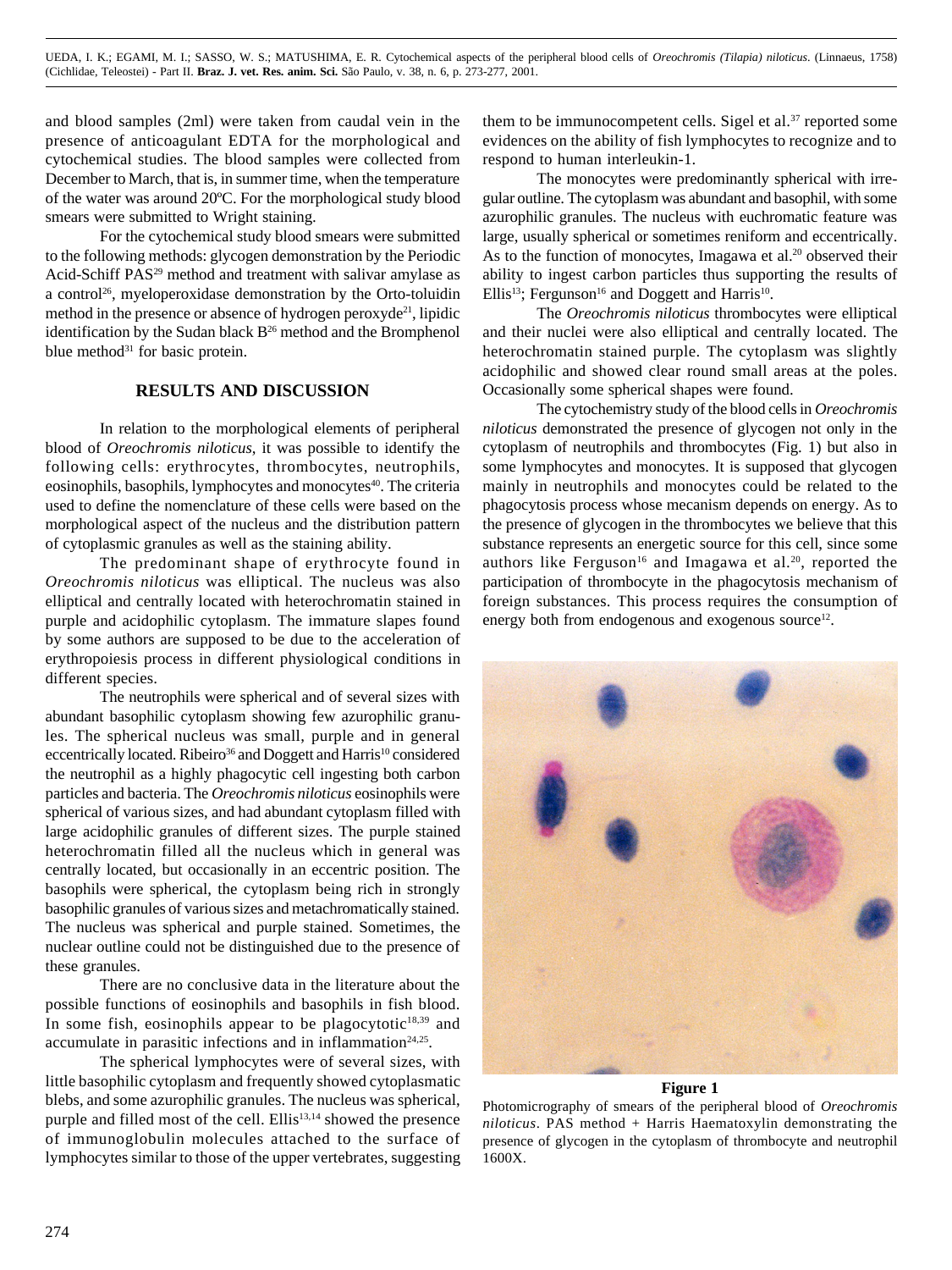and blood samples (2ml) were taken from caudal vein in the presence of anticoagulant EDTA for the morphological and cytochemical studies. The blood samples were collected from December to March, that is, in summer time, when the temperature of the water was around 20ºC. For the morphological study blood smears were submitted to Wright staining.

For the cytochemical study blood smears were submitted to the following methods: glycogen demonstration by the Periodic Acid-Schiff PAS[29] method and treatment with salivar amylase as a control[26], myeloperoxidase demonstration by the Orto-toluidin method in the presence or absence of hydrogen peroxyde[21], lipidic identification by the Sudan black B[26] method and the Bromphenol blue method[31] for basic protein.

## RESULTS AND DISCUSSION

In relation to the morphological elements of peripheral blood of *Oreochromis niloticus*, it was possible to identify the following cells: erythrocytes, thrombocytes, neutrophils, eosinophils, basophils, lymphocytes and monocytes[40]. The criteria used to define the nomenclature of these cells were based on the morphological aspect of the nucleus and the distribution pattern of cytoplasmic granules as well as the staining ability.

The predominant shape of erythrocyte found in *Oreochromis niloticus* was elliptical. The nucleus was also elliptical and centrally located with heterochromatin stained in purple and acidophilic cytoplasm. The immature slapes found by some authors are supposed to be due to the acceleration of erythropoiesis process in different physiological conditions in different species.

The neutrophils were spherical and of several sizes with abundant basophilic cytoplasm showing few azurophilic granules. The spherical nucleus was small, purple and in general eccentrically located. Ribeiro[36] and Doggett and Harris[10] considered the neutrophil as a highly phagocytic cell ingesting both carbon particles and bacteria. The *Oreochromis niloticus* eosinophils were spherical of various sizes, and had abundant cytoplasm filled with large acidophilic granules of different sizes. The purple stained heterochromatin filled all the nucleus which in general was centrally located, but occasionally in an eccentric position. The basophils were spherical, the cytoplasm being rich in strongly basophilic granules of various sizes and metachromatically stained. The nucleus was spherical and purple stained. Sometimes, the nuclear outline could not be distinguished due to the presence of these granules.

There are no conclusive data in the literature about the possible functions of eosinophils and basophils in fish blood. In some fish, eosinophils appear to be plagocytotic[18,39] and accumulate in parasitic infections and in inflammation[24,25].

The spherical lymphocytes were of several sizes, with little basophilic cytoplasm and frequently showed cytoplasmatic blebs, and some azurophilic granules. The nucleus was spherical, purple and filled most of the cell. Ellis[13,14] showed the presence of immunoglobulin molecules attached to the surface of lymphocytes similar to those of the upper vertebrates, suggesting them to be immunocompetent cells. Sigel et al.[37] reported some evidences on the ability of fish lymphocytes to recognize and to respond to human interleukin-1.

The monocytes were predominantly spherical with irregular outline. The cytoplasm was abundant and basophil, with some azurophilic granules. The nucleus with euchromatic feature was large, usually spherical or sometimes reniform and eccentrically. As to the function of monocytes, Imagawa et al.[20] observed their ability to ingest carbon particles thus supporting the results of Ellis[13]; Fergunson[16] and Doggett and Harris[10].

The *Oreochromis niloticus* thrombocytes were elliptical and their nuclei were also elliptical and centrally located. The heterochromatin stained purple. The cytoplasm was slightly acidophilic and showed clear round small areas at the poles. Occasionally some spherical shapes were found.

The cytochemistry study of the blood cells in *Oreochromis niloticus* demonstrated the presence of glycogen not only in the cytoplasm of neutrophils and thrombocytes (Fig. 1) but also in some lymphocytes and monocytes. It is supposed that glycogen mainly in neutrophils and monocytes could be related to the phagocytosis process whose mecanism depends on energy. As to the presence of glycogen in the thrombocytes we believe that this substance represents an energetic source for this cell, since some authors like Ferguson[16] and Imagawa et al.[20], reported the participation of thrombocyte in the phagocytosis mechanism of foreign substances. This process requires the consumption of energy both from endogenous and exogenous source[12].

**Figure 1**

Photomicrography of smears of the peripheral blood of *Oreochromis niloticus*. PAS method + Harris Haematoxylin demonstrating the presence of glycogen in the cytoplasm of thrombocyte and neutrophil 1600X.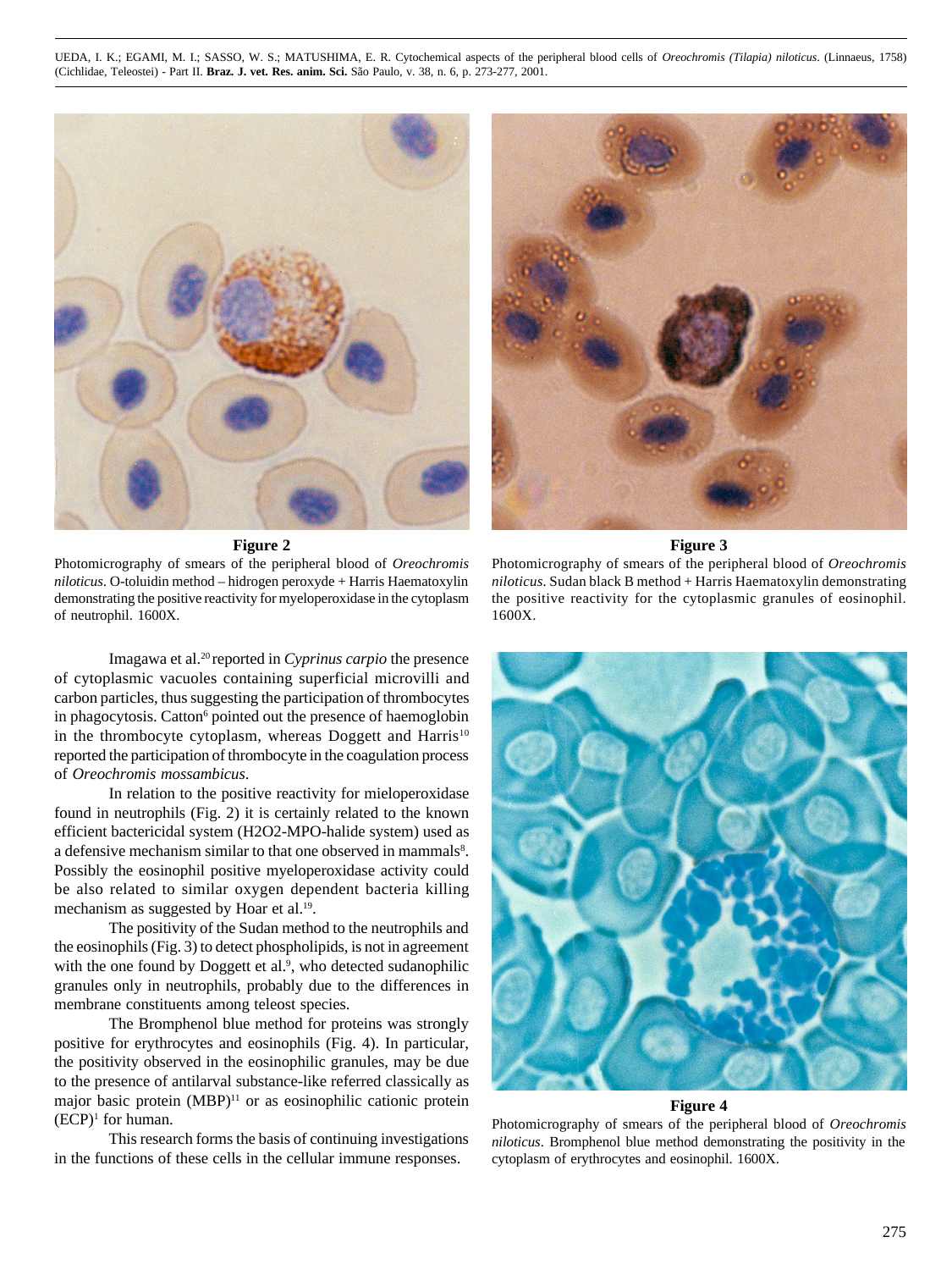**Figure 2**

Photomicrography of smears of the peripheral blood of *Oreochromis niloticus*. O-toluidin method – hidrogen peroxyde + Harris Haematoxylin demonstrating the positive reactivity for myeloperoxidase in the cytoplasm of neutrophil. 1600X.

**Figure 3**

Photomicrography of smears of the peripheral blood of *Oreochromis niloticus*. Sudan black B method + Harris Haematoxylin demonstrating the positive reactivity for the cytoplasmic granules of eosinophil. 1600X.

Imagawa et al.[20] reported in *Cyprinus carpio* the presence of cytoplasmic vacuoles containing superficial microvilli and carbon particles, thus suggesting the participation of thrombocytes in phagocytosis. Catton[6] pointed out the presence of haemoglobin in the thrombocyte cytoplasm, whereas Doggett and Harris[10] reported the participation of thrombocyte in the coagulation process of *Oreochromis mossambicus*.

In relation to the positive reactivity for mieloperoxidase found in neutrophils (Fig. 2) it is certainly related to the known efficient bactericidal system (H2O2-MPO-halide system) used as a defensive mechanism similar to that one observed in mammals[8]. Possibly the eosinophil positive myeloperoxidase activity could be also related to similar oxygen dependent bacteria killing mechanism as suggested by Hoar et al.[19].

The positivity of the Sudan method to the neutrophils and the eosinophils (Fig. 3) to detect phospholipids, is not in agreement with the one found by Doggett et al.[9], who detected sudanophilic granules only in neutrophils, probably due to the differences in membrane constituents among teleost species.

The Bromphenol blue method for proteins was strongly positive for erythrocytes and eosinophils (Fig. 4). In particular, the positivity observed in the eosinophilic granules, may be due to the presence of antilarval substance-like referred classically as major basic protein (MBP)[11] or as eosinophilic cationic protein (ECP)[1] for human.

This research forms the basis of continuing investigations in the functions of these cells in the cellular immune responses.

**Figure 4**

Photomicrography of smears of the peripheral blood of *Oreochromis niloticus*. Bromphenol blue method demonstrating the positivity in the cytoplasm of erythrocytes and eosinophil. 1600X.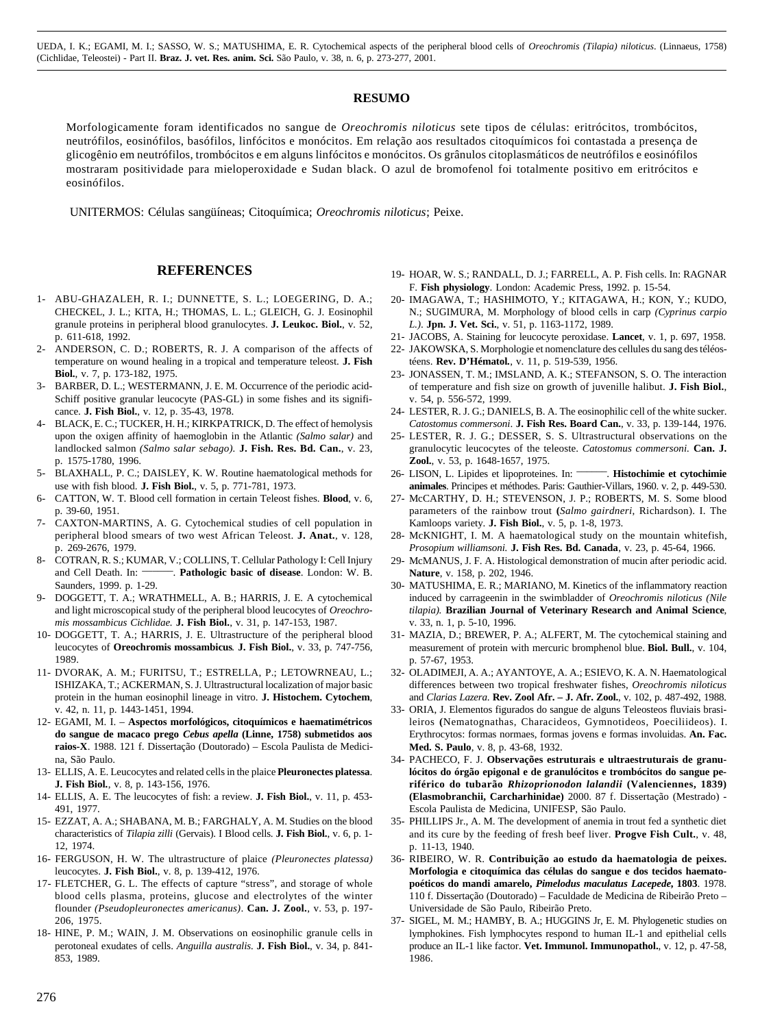UEDA, I. K.; EGAMI, M. I.; SASSO, W. S.; MATUSHIMA, E. R. Cytochemical aspects of the peripheral blood cells of *Oreochromis (Tilapia) niloticus*. (Linnaeus, 1758) (Cichlidae, Teleostei) - Part II. **Braz. J. vet. Res. anim. Sci.** São Paulo, v. 38, n. 6, p. 273-277, 2001.

## RESUMO

Morfologicamente foram identificados no sangue de *Oreochromis niloticus* sete tipos de células: eritrócitos, trombócitos, neutrófilos, eosinófilos, basófilos, linfócitos e monócitos. Em relação aos resultados citoquímicos foi contastada a presença de glicogênio em neutrófilos, trombócitos e em alguns linfócitos e monócitos. Os grânulos citoplasmáticos de neutrófilos e eosinófilos mostraram positividade para mieloperoxidade e Sudan black. O azul de bromofenol foi totalmente positivo em eritrócitos e eosinófilos.

UNITERMOS: Células sangüíneas; Citoquímica; *Oreochromis niloticus*; Peixe.

## REFERENCES

1- ABU-GHAZALEH, R. I.; DUNNETTE, S. L.; LOEGERING, D. A.; CHECKEL, J. L.; KITA, H.; THOMAS, L. L.; GLEICH, G. J. Eosinophil granule proteins in peripheral blood granulocytes. **J. Leukoc. Biol.**, v. 52, p. 611-618, 1992.

2- ANDERSON, C. D.; ROBERTS, R. J. A comparison of the affects of temperature on wound healing in a tropical and temperature teleost. **J. Fish Biol.**, v. 7, p. 173-182, 1975.

3- BARBER, D. L.; WESTERMANN, J. E. M. Occurrence of the periodic acid-Schiff positive granular leucocyte (PAS-GL) in some fishes and its significance. **J. Fish Biol.**, v. 12, p. 35-43, 1978.

4- BLACK, E. C.; TUCKER, H. H.; KIRKPATRICK, D. The effect of hemolysis upon the oxigen affinity of haemoglobin in the Atlantic *(Salmo salar)* and landlocked salmon *(Salmo salar sebago)*. **J. Fish. Res. Bd. Can.**, v. 23, p. 1575-1780, 1996.

5- BLAXHALL, P. C.; DAISLEY, K. W. Routine haematological methods for use with fish blood. **J. Fish Biol.**, v. 5, p. 771-781, 1973.

6- CATTON, W. T. Blood cell formation in certain Teleost fishes. **Blood**, v. 6, p. 39-60, 1951.

7- CAXTON-MARTINS, A. G. Cytochemical studies of cell population in peripheral blood smears of two west African Teleost. **J. Anat.**, v. 128, p. 269-2676, 1979.

8- COTRAN, R. S.; KUMAR, V.; COLLINS, T. Cellular Pathology I: Cell Injury and Cell Death. In: ———. **Pathologic basic of disease**. London: W. B. Saunders, 1999. p. 1-29.

9- DOGGETT, T. A.; WRATHMELL, A. B.; HARRIS, J. E. A cytochemical and light microscopical study of the peripheral blood leucocytes of *Oreochromis mossambicus Cichlidae.* **J. Fish Biol.**, v. 31, p. 147-153, 1987.

10- DOGGETT, T. A.; HARRIS, J. E. Ultrastructure of the peripheral blood leucocytes of **Oreochromis mossambicus**. **J. Fish Biol.**, v. 33, p. 747-756, 1989.

11- DVORAK, A. M.; FURITSU, T.; ESTRELLA, P.; LETOWRNEAU, L.; ISHIZAKA, T.; ACKERMAN, S. J. Ultrastructural localization of major basic protein in the human eosinophil lineage in vitro. **J. Histochem. Cytochem**, v. 42, n. 11, p. 1443-1451, 1994.

12- EGAMI, M. I. – **Aspectos morfológicos, citoquímicos e haematimétricos do sangue de macaco prego *Cebus apella* (Linne, 1758) submetidos aos raios-X**. 1988. 121 f. Dissertação (Doutorado) – Escola Paulista de Medicina, São Paulo.

13- ELLIS, A. E. Leucocytes and related cells in the plaice **Pleuronectes platessa**. **J. Fish Biol.**, v. 8, p. 143-156, 1976.

14- ELLIS, A. E. The leucocytes of fish: a review. **J. Fish Biol.**, v. 11, p. 453-491, 1977.

15- EZZAT, A. A.; SHABANA, M. B.; FARGHALY, A. M. Studies on the blood characteristics of *Tilapia zilli* (Gervais). I Blood cells. **J. Fish Biol.**, v. 6, p. 1-12, 1974.

16- FERGUSON, H. W. The ultrastructure of plaice *(Pleuronectes platessa)* leucocytes. **J. Fish Biol.**, v. 8, p. 139-412, 1976.

17- FLETCHER, G. L. The effects of capture "stress", and storage of whole blood cells plasma, proteins, glucose and electrolytes of the winter flounder *(Pseudopleuronectes americanus)*. **Can. J. Zool.**, v. 53, p. 197-206, 1975.

18- HINE, P. M.; WAIN, J. M. Observations on eosinophilic granule cells in perotoneal exudates of cells. *Anguilla australis.* **J. Fish Biol.**, v. 34, p. 841-853, 1989.

19- HOAR, W. S.; RANDALL, D. J.; FARRELL, A. P. Fish cells. In: RAGNAR F. **Fish physiology**. London: Academic Press, 1992. p. 15-54.

20- IMAGAWA, T.; HASHIMOTO, Y.; KITAGAWA, H.; KON, Y.; KUDO, N.; SUGIMURA, M. Morphology of blood cells in carp *(Cyprinus carpio L.)*. **Jpn. J. Vet. Sci.**, v. 51, p. 1163-1172, 1989.

21- JACOBS, A. Staining for leucocyte peroxidase. **Lancet**, v. 1, p. 697, 1958.

22- JAKOWSKA, S. Morphologie et nomenclature des cellules du sang des téléostéens. **Rev. D'Hématol.**, v. 11, p. 519-539, 1956.

23- JONASSEN, T. M.; IMSLAND, A. K.; STEFANSON, S. O. The interaction of temperature and fish size on growth of juvenille halibut. **J. Fish Biol.**, v. 54, p. 556-572, 1999.

24- LESTER, R. J. G.; DANIELS, B. A. The eosinophilic cell of the white sucker. *Catostomus commersoni*. **J. Fish Res. Board Can.**, v. 33, p. 139-144, 1976.

25- LESTER, R. J. G.; DESSER, S. S. Ultrastructural observations on the granulocytic leucocytes of the teleoste. *Catostomus commersoni.* **Can. J. Zool.**, v. 53, p. 1648-1657, 1975.

26- LISON, L. Lipides et lipoproteines. In: ———. **Histochimie et cytochimie animales**. Principes et méthodes. Paris: Gauthier-Villars, 1960. v. 2, p. 449-530.

27- McCARTHY, D. H.; STEVENSON, J. P.; ROBERTS, M. S. Some blood parameters of the rainbow trout (*Salmo gairdneri*, Richardson). I. The Kamloops variety. **J. Fish Biol.**, v. 5, p. 1-8, 1973.

28- McKNIGHT, I. M. A haematological study on the mountain whitefish, *Prosopium williamsoni.* **J. Fish Res. Bd. Canada**, v. 23, p. 45-64, 1966.

29- McMANUS, J. F. A. Histological demonstration of mucin after periodic acid. **Nature**, v. 158, p. 202, 1946.

30- MATUSHIMA, E. R.; MARIANO, M. Kinetics of the inflammatory reaction induced by carrageenin in the swimbladder of *Oreochromis niloticus (Nile tilapia).* **Brazilian Journal of Veterinary Research and Animal Science**, v. 33, n. 1, p. 5-10, 1996.

31- MAZIA, D.; BREWER, P. A.; ALFERT, M. The cytochemical staining and measurement of protein with mercuric bromphenol blue. **Biol. Bull.**, v. 104, p. 57-67, 1953.

32- OLADIMEJI, A. A.; AYANTOYE, A. A.; ESIEVO, K. A. N. Haematological differences between two tropical freshwater fishes, *Oreochromis niloticus* and *Clarias Lazera.* **Rev. Zool Afr. – J. Afr. Zool.**, v. 102, p. 487-492, 1988.

33- ORIA, J. Elementos figurados do sangue de alguns Teleosteos fluviais brasileiros (Nematognathas, Characideos, Gymnotideos, Poeciliideos). I. Erythrocytos: formas normaes, formas jovens e formas involuidas. **An. Fac. Med. S. Paulo**, v. 8, p. 43-68, 1932.

34- PACHECO, F. J. **Observações estruturais e ultraestruturais de granulócitos do órgão epigonal e de granulócitos e trombócitos do sangue periférico do tubarão *Rhizoprionodon lalandii* (Valenciennes, 1839) (Elasmobranchii, Carcharhinidae)** 2000. 87 f. Dissertação (Mestrado) - Escola Paulista de Medicina, UNIFESP, São Paulo.

35- PHILLIPS Jr., A. M. The development of anemia in trout fed a synthetic diet and its cure by the feeding of fresh beef liver. **Progve Fish Cult.**, v. 48, p. 11-13, 1940.

36- RIBEIRO, W. R. **Contribuição ao estudo da haematologia de peixes. Morfologia e citoquímica das células do sangue e dos tecidos haematopoéticos do mandi amarelo, *Pimelodus maculatus Lacepede*, 1803**. 1978. 110 f. Dissertação (Doutorado) – Faculdade de Medicina de Ribeirão Preto – Universidade de São Paulo, Ribeirão Preto.

37- SIGEL, M. M.; HAMBY, B. A.; HUGGINS Jr, E. M. Phylogenetic studies on lymphokines. Fish lymphocytes respond to human IL-1 and epithelial cells produce an IL-1 like factor. **Vet. Immunol. Immunopathol.**, v. 12, p. 47-58, 1986.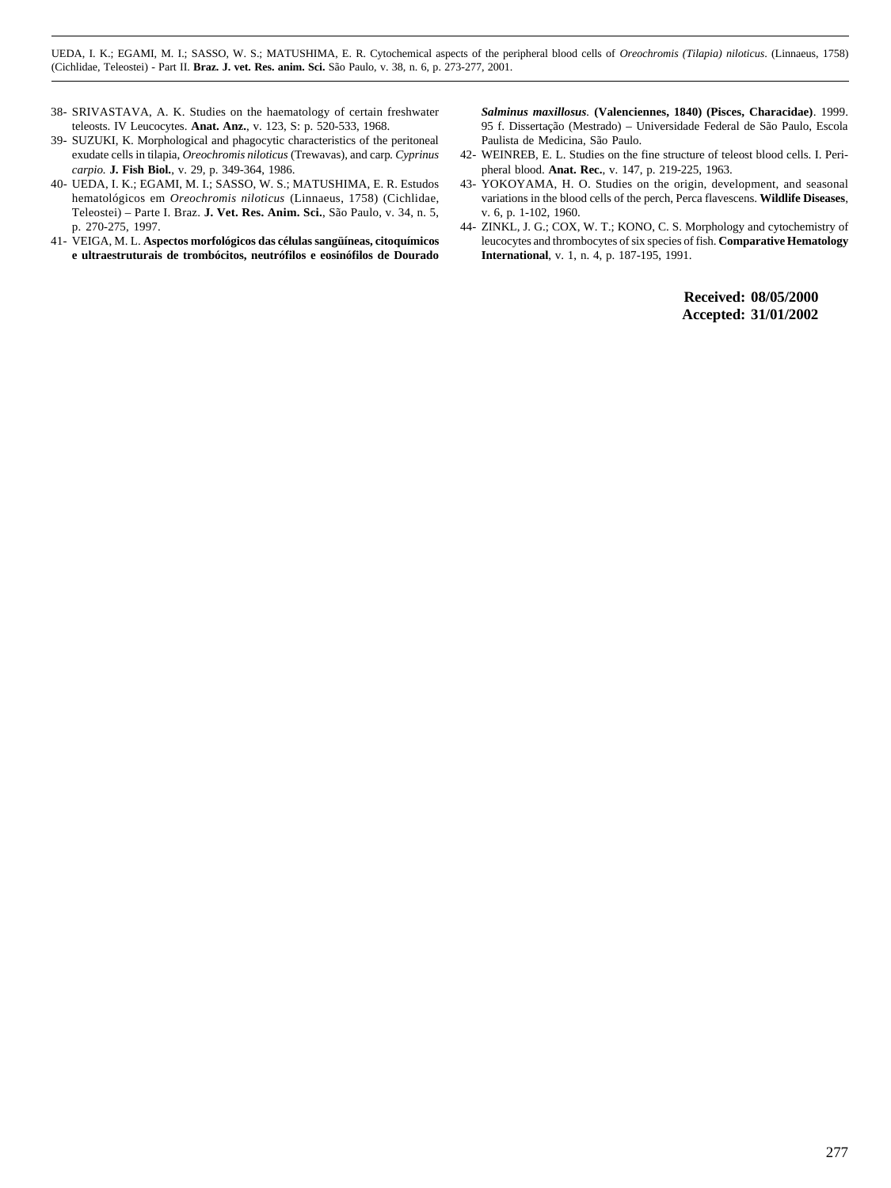38- SRIVASTAVA, A. K. Studies on the haematology of certain freshwater teleosts. IV Leucocytes. **Anat. Anz.**, v. 123, S: p. 520-533, 1968.

39- SUZUKI, K. Morphological and phagocytic characteristics of the peritoneal exudate cells in tilapia, *Oreochromis niloticus* (Trewavas), and carp. *Cyprinus carpio.* **J. Fish Biol.**, v. 29, p. 349-364, 1986.

40- UEDA, I. K.; EGAMI, M. I.; SASSO, W. S.; MATUSHIMA, E. R. Estudos hematológicos em *Oreochromis niloticus* (Linnaeus, 1758) (Cichlidae, Teleostei) – Parte I. Braz. **J. Vet. Res. Anim. Sci.**, São Paulo, v. 34, n. 5, p. 270-275, 1997.

41- VEIGA, M. L. **Aspectos morfológicos das células sangüíneas, citoquímicos e ultraestruturais de trombócitos, neutrófilos e eosinófilos de Dourado *Salminus maxillosus*. (Valenciennes, 1840) (Pisces, Characidae)**. 1999. 95 f. Dissertação (Mestrado) – Universidade Federal de São Paulo, Escola Paulista de Medicina, São Paulo.

42- WEINREB, E. L. Studies on the fine structure of teleost blood cells. I. Peripheral blood. **Anat. Rec.**, v. 147, p. 219-225, 1963.

43- YOKOYAMA, H. O. Studies on the origin, development, and seasonal variations in the blood cells of the perch, Perca flavescens. **Wildlife Diseases**, v. 6, p. 1-102, 1960.

44- ZINKL, J. G.; COX, W. T.; KONO, C. S. Morphology and cytochemistry of leucocytes and thrombocytes of six species of fish. **Comparative Hematology International**, v. 1, n. 4, p. 187-195, 1991.

**Received: 08/05/2000**
**Accepted: 31/01/2002**